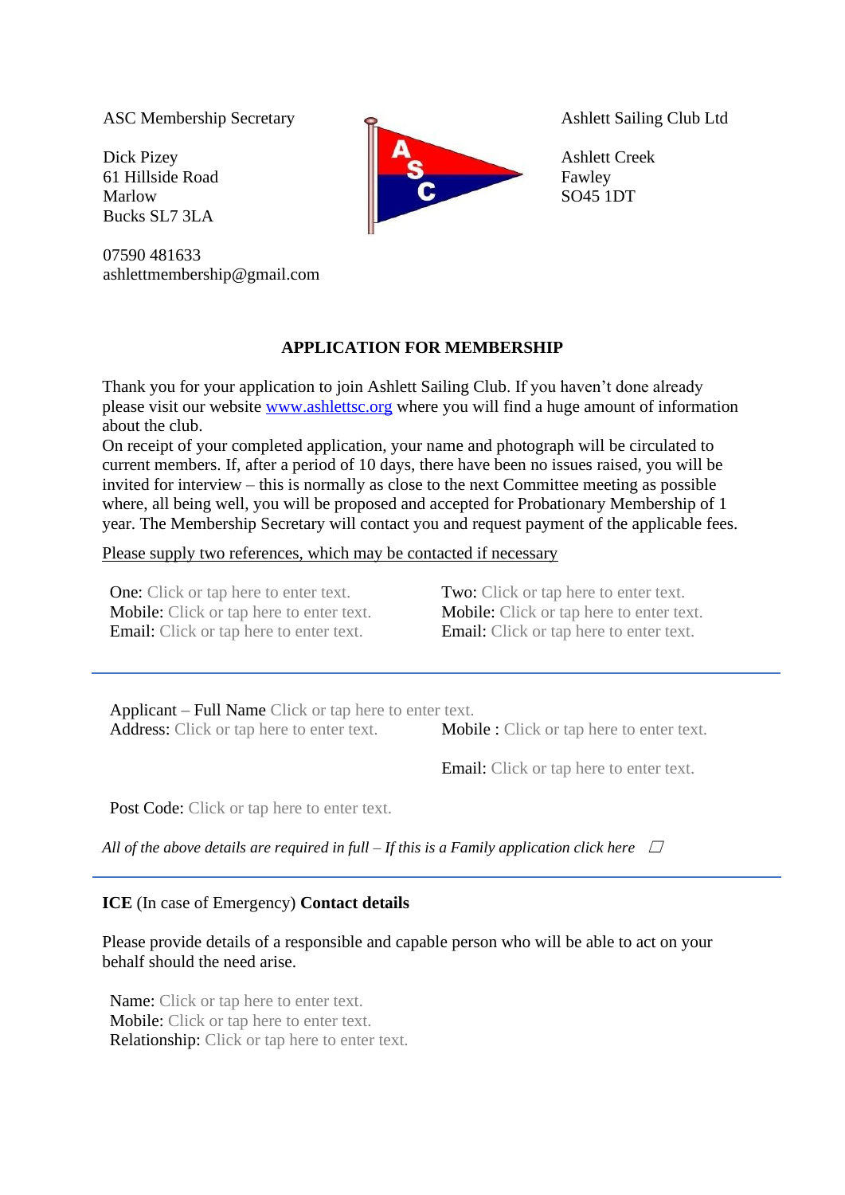ASC Membership Secretary

Dick Pizey
61 Hillside Road
Marlow
Bucks SL7 3LA

07590 481633
ashlettmembership@gmail.com

Ashlett Sailing Club Ltd

Ashlett Creek
Fawley
SO45 1DT

## APPLICATION FOR MEMBERSHIP

Thank you for your application to join Ashlett Sailing Club. If you haven't done already please visit our website [www.ashlettsc.org](http://www.ashlettsc.org) where you will find a huge amount of information about the club.

On receipt of your completed application, your name and photograph will be circulated to current members. If, after a period of 10 days, there have been no issues raised, you will be invited for interview – this is normally as close to the next Committee meeting as possible where, all being well, you will be proposed and accepted for Probationary Membership of 1 year. The Membership Secretary will contact you and request payment of the applicable fees.

Please supply two references, which may be contacted if necessary

One: Click or tap here to enter text.
Mobile: Click or tap here to enter text.
Email: Click or tap here to enter text.

Two: Click or tap here to enter text.
Mobile: Click or tap here to enter text.
Email: Click or tap here to enter text.

---

Applicant – Full Name Click or tap here to enter text.
Address: Click or tap here to enter text.

Mobile : Click or tap here to enter text.

Email: Click or tap here to enter text.

Post Code: Click or tap here to enter text.

*All of the above details are required in full – If this is a Family application click here* ☐

---

**ICE** (In case of Emergency) **Contact details**

Please provide details of a responsible and capable person who will be able to act on your behalf should the need arise.

Name: Click or tap here to enter text.
Mobile: Click or tap here to enter text.
Relationship: Click or tap here to enter text.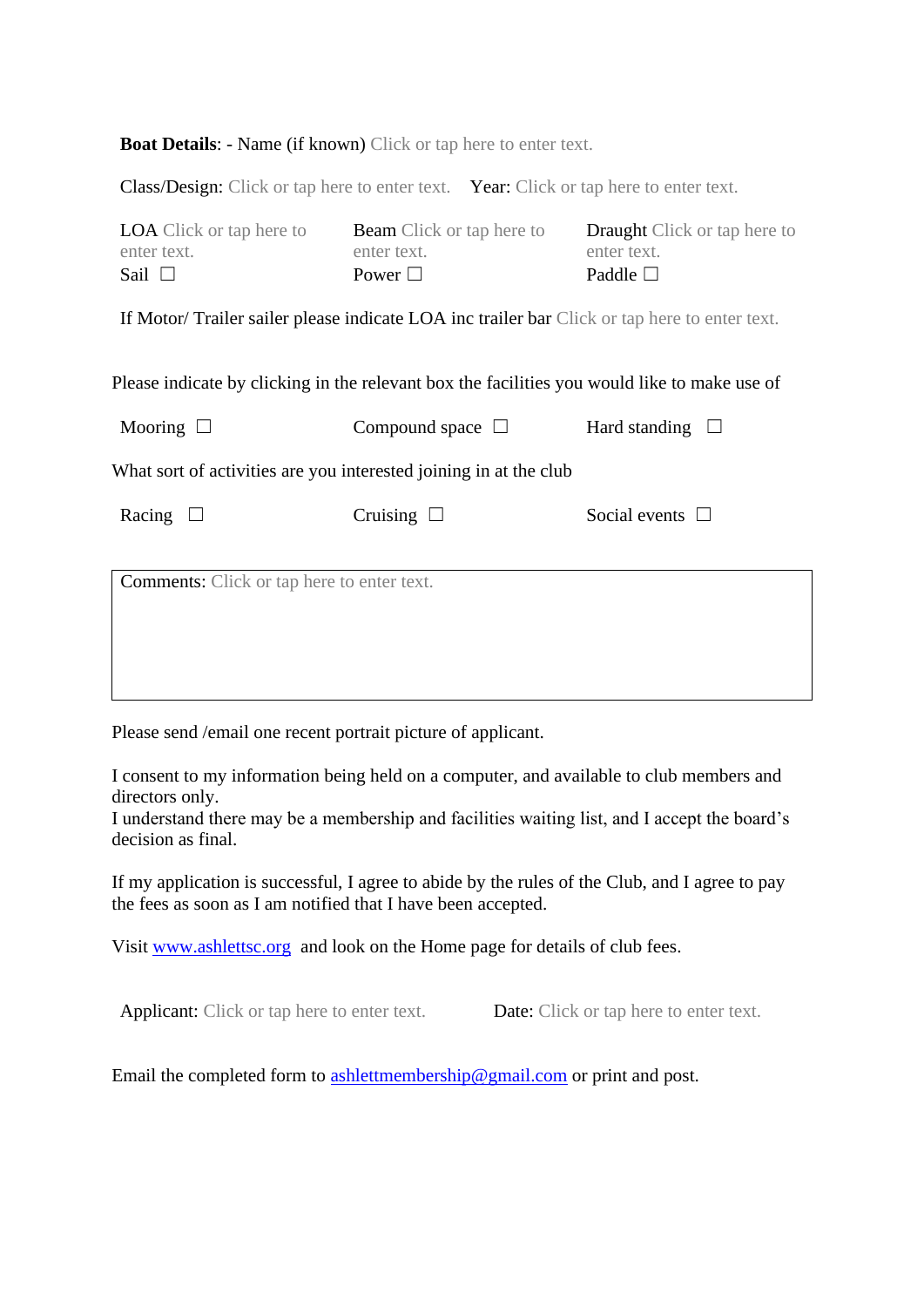**Boat Details**: - Name (if known) Click or tap here to enter text.

Class/Design: Click or tap here to enter text. Year: Click or tap here to enter text.

| | | |
|---|---|---|
| LOA Click or tap here to enter text. | Beam Click or tap here to enter text. | Draught Click or tap here to enter text. |
| Sail ☐ | Power ☐ | Paddle ☐ |

If Motor/ Trailer sailer please indicate LOA inc trailer bar Click or tap here to enter text.

Please indicate by clicking in the relevant box the facilities you would like to make use of

| | | |
|---|---|---|
| Mooring ☐ | Compound space ☐ | Hard standing ☐ |

What sort of activities are you interested joining in at the club

| | | |
|---|---|---|
| Racing ☐ | Cruising ☐ | Social events ☐ |

| |
|---|
| Comments: Click or tap here to enter text. |

Please send /email one recent portrait picture of applicant.

I consent to my information being held on a computer, and available to club members and directors only.
I understand there may be a membership and facilities waiting list, and I accept the board's decision as final.

If my application is successful, I agree to abide by the rules of the Club, and I agree to pay the fees as soon as I am notified that I have been accepted.

Visit www.ashlettsc.org and look on the Home page for details of club fees.

Applicant: Click or tap here to enter text. Date: Click or tap here to enter text.

Email the completed form to ashlettmembership@gmail.com or print and post.